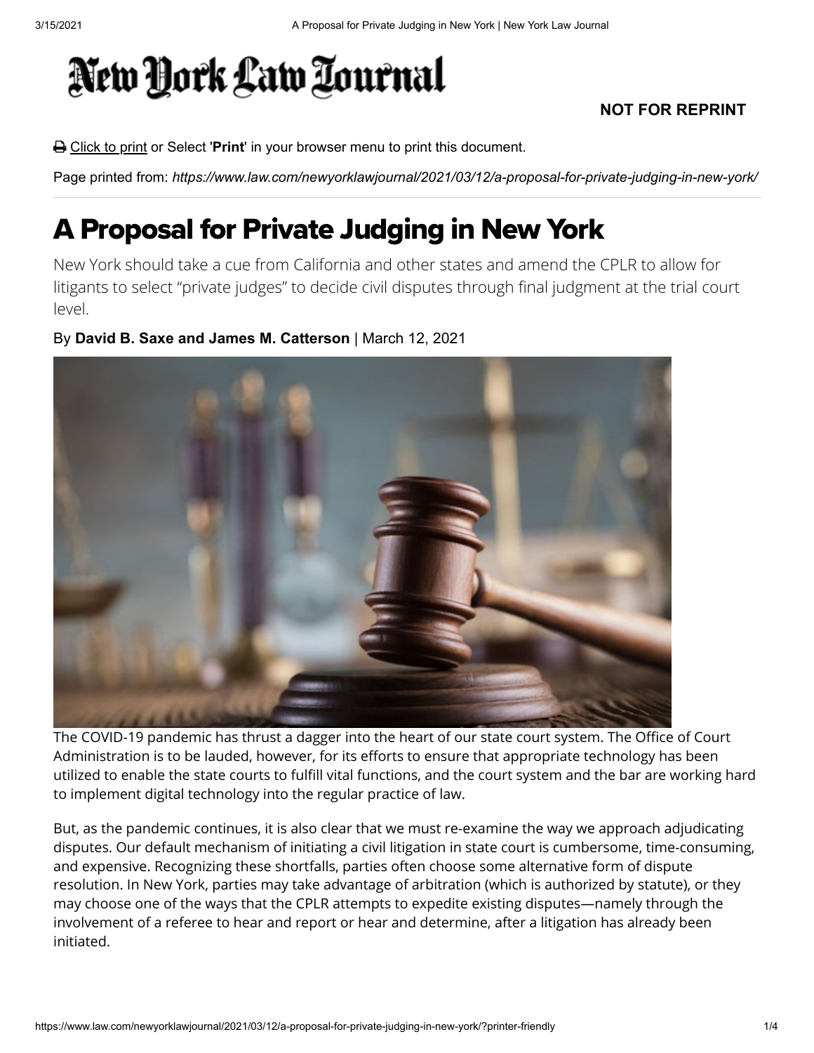# A Proposal for Private Judging in New York

New York should take a cue from California and other states and amend the CPLR to allow for litigants to select "private judges" to decide civil disputes through final judgment at the trial court level.

By **David B. Saxe and James M. Catterson** | March 12, 2021

The COVID-19 pandemic has thrust a dagger into the heart of our state court system. The Office of Court Administration is to be lauded, however, for its efforts to ensure that appropriate technology has been utilized to enable the state courts to fulfill vital functions, and the court system and the bar are working hard to implement digital technology into the regular practice of law.

But, as the pandemic continues, it is also clear that we must re-examine the way we approach adjudicating disputes. Our default mechanism of initiating a civil litigation in state court is cumbersome, time-consuming, and expensive. Recognizing these shortfalls, parties often choose some alternative form of dispute resolution. In New York, parties may take advantage of arbitration (which is authorized by statute), or they may choose one of the ways that the CPLR attempts to expedite existing disputes—namely through the involvement of a referee to hear and report or hear and determine, after a litigation has already been initiated.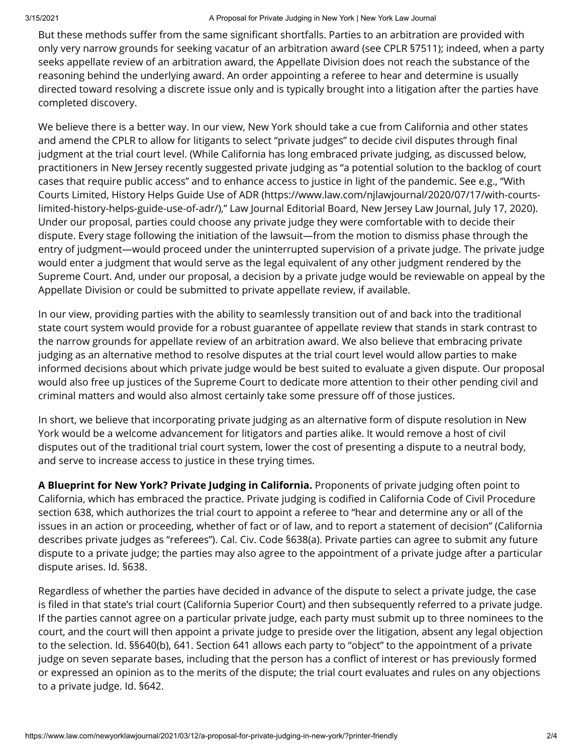But these methods suffer from the same significant shortfalls. Parties to an arbitration are provided with only very narrow grounds for seeking vacatur of an arbitration award (see CPLR §7511); indeed, when a party seeks appellate review of an arbitration award, the Appellate Division does not reach the substance of the reasoning behind the underlying award. An order appointing a referee to hear and determine is usually directed toward resolving a discrete issue only and is typically brought into a litigation after the parties have completed discovery.

We believe there is a better way. In our view, New York should take a cue from California and other states and amend the CPLR to allow for litigants to select "private judges" to decide civil disputes through final judgment at the trial court level. (While California has long embraced private judging, as discussed below, practitioners in New Jersey recently suggested private judging as "a potential solution to the backlog of court cases that require public access" and to enhance access to justice in light of the pandemic. See e.g., "With Courts Limited, History Helps Guide Use of ADR (https://www.law.com/njlawjournal/2020/07/17/with-courts-limited-history-helps-guide-use-of-adr/)," Law Journal Editorial Board, New Jersey Law Journal, July 17, 2020). Under our proposal, parties could choose any private judge they were comfortable with to decide their dispute. Every stage following the initiation of the lawsuit—from the motion to dismiss phase through the entry of judgment—would proceed under the uninterrupted supervision of a private judge. The private judge would enter a judgment that would serve as the legal equivalent of any other judgment rendered by the Supreme Court. And, under our proposal, a decision by a private judge would be reviewable on appeal by the Appellate Division or could be submitted to private appellate review, if available.

In our view, providing parties with the ability to seamlessly transition out of and back into the traditional state court system would provide for a robust guarantee of appellate review that stands in stark contrast to the narrow grounds for appellate review of an arbitration award. We also believe that embracing private judging as an alternative method to resolve disputes at the trial court level would allow parties to make informed decisions about which private judge would be best suited to evaluate a given dispute. Our proposal would also free up justices of the Supreme Court to dedicate more attention to their other pending civil and criminal matters and would also almost certainly take some pressure off of those justices.

In short, we believe that incorporating private judging as an alternative form of dispute resolution in New York would be a welcome advancement for litigators and parties alike. It would remove a host of civil disputes out of the traditional trial court system, lower the cost of presenting a dispute to a neutral body, and serve to increase access to justice in these trying times.

**A Blueprint for New York? Private Judging in California.** Proponents of private judging often point to California, which has embraced the practice. Private judging is codified in California Code of Civil Procedure section 638, which authorizes the trial court to appoint a referee to "hear and determine any or all of the issues in an action or proceeding, whether of fact or of law, and to report a statement of decision" (California describes private judges as "referees"). Cal. Civ. Code §638(a). Private parties can agree to submit any future dispute to a private judge; the parties may also agree to the appointment of a private judge after a particular dispute arises. Id. §638.

Regardless of whether the parties have decided in advance of the dispute to select a private judge, the case is filed in that state's trial court (California Superior Court) and then subsequently referred to a private judge. If the parties cannot agree on a particular private judge, each party must submit up to three nominees to the court, and the court will then appoint a private judge to preside over the litigation, absent any legal objection to the selection. Id. §§640(b), 641. Section 641 allows each party to "object" to the appointment of a private judge on seven separate bases, including that the person has a conflict of interest or has previously formed or expressed an opinion as to the merits of the dispute; the trial court evaluates and rules on any objections to a private judge. Id. §642.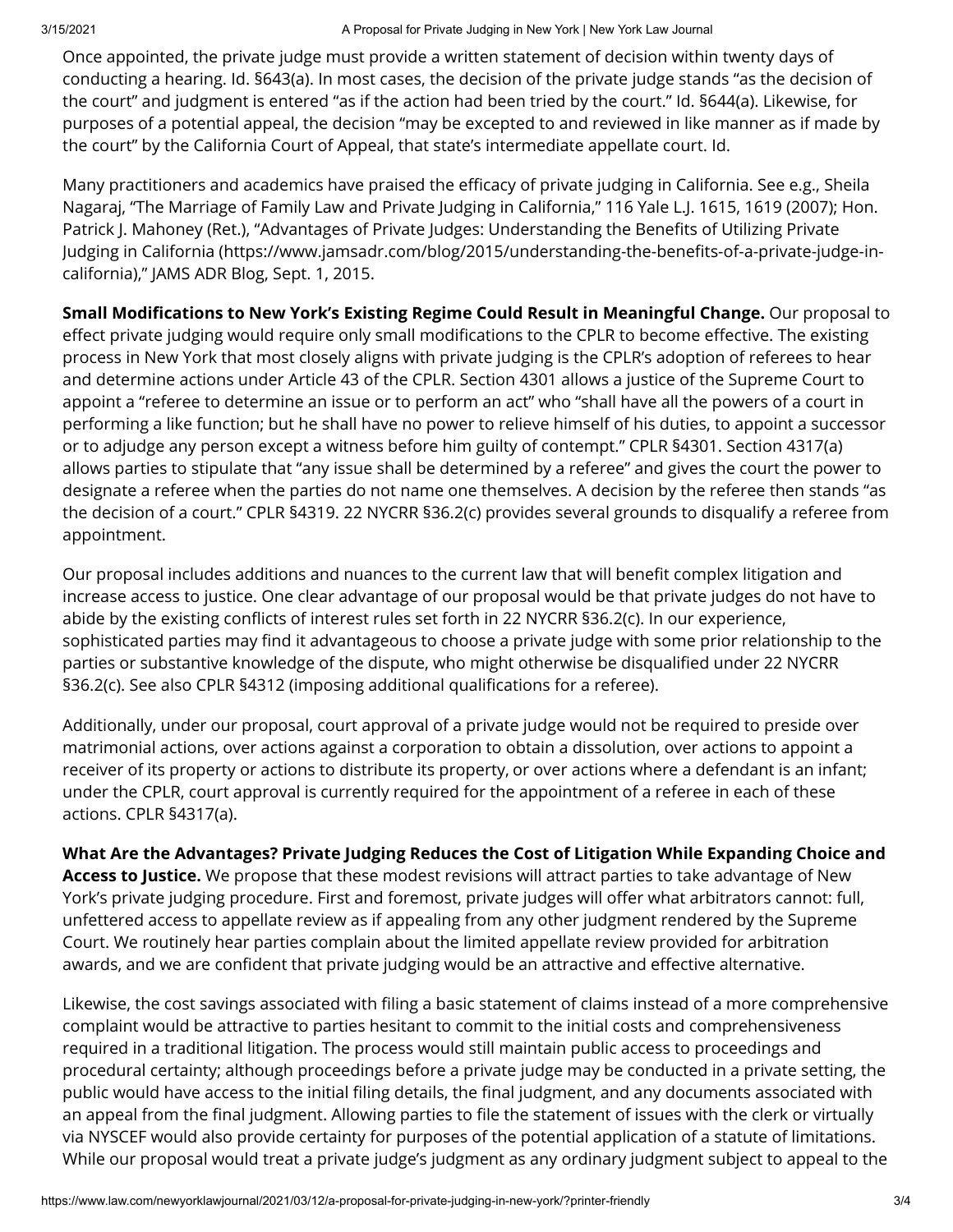Once appointed, the private judge must provide a written statement of decision within twenty days of conducting a hearing. Id. §643(a). In most cases, the decision of the private judge stands "as the decision of the court" and judgment is entered "as if the action had been tried by the court." Id. §644(a). Likewise, for purposes of a potential appeal, the decision "may be excepted to and reviewed in like manner as if made by the court" by the California Court of Appeal, that state's intermediate appellate court. Id.

Many practitioners and academics have praised the efficacy of private judging in California. See e.g., Sheila Nagaraj, "The Marriage of Family Law and Private Judging in California," 116 Yale L.J. 1615, 1619 (2007); Hon. Patrick J. Mahoney (Ret.), "Advantages of Private Judges: Understanding the Benefits of Utilizing Private Judging in California (https://www.jamsadr.com/blog/2015/understanding-the-benefits-of-a-private-judge-in-california)," JAMS ADR Blog, Sept. 1, 2015.

**Small Modifications to New York's Existing Regime Could Result in Meaningful Change.** Our proposal to effect private judging would require only small modifications to the CPLR to become effective. The existing process in New York that most closely aligns with private judging is the CPLR's adoption of referees to hear and determine actions under Article 43 of the CPLR. Section 4301 allows a justice of the Supreme Court to appoint a "referee to determine an issue or to perform an act" who "shall have all the powers of a court in performing a like function; but he shall have no power to relieve himself of his duties, to appoint a successor or to adjudge any person except a witness before him guilty of contempt." CPLR §4301. Section 4317(a) allows parties to stipulate that "any issue shall be determined by a referee" and gives the court the power to designate a referee when the parties do not name one themselves. A decision by the referee then stands "as the decision of a court." CPLR §4319. 22 NYCRR §36.2(c) provides several grounds to disqualify a referee from appointment.

Our proposal includes additions and nuances to the current law that will benefit complex litigation and increase access to justice. One clear advantage of our proposal would be that private judges do not have to abide by the existing conflicts of interest rules set forth in 22 NYCRR §36.2(c). In our experience, sophisticated parties may find it advantageous to choose a private judge with some prior relationship to the parties or substantive knowledge of the dispute, who might otherwise be disqualified under 22 NYCRR §36.2(c). See also CPLR §4312 (imposing additional qualifications for a referee).

Additionally, under our proposal, court approval of a private judge would not be required to preside over matrimonial actions, over actions against a corporation to obtain a dissolution, over actions to appoint a receiver of its property or actions to distribute its property, or over actions where a defendant is an infant; under the CPLR, court approval is currently required for the appointment of a referee in each of these actions. CPLR §4317(a).

**What Are the Advantages? Private Judging Reduces the Cost of Litigation While Expanding Choice and Access to Justice.** We propose that these modest revisions will attract parties to take advantage of New York's private judging procedure. First and foremost, private judges will offer what arbitrators cannot: full, unfettered access to appellate review as if appealing from any other judgment rendered by the Supreme Court. We routinely hear parties complain about the limited appellate review provided for arbitration awards, and we are confident that private judging would be an attractive and effective alternative.

Likewise, the cost savings associated with filing a basic statement of claims instead of a more comprehensive complaint would be attractive to parties hesitant to commit to the initial costs and comprehensiveness required in a traditional litigation. The process would still maintain public access to proceedings and procedural certainty; although proceedings before a private judge may be conducted in a private setting, the public would have access to the initial filing details, the final judgment, and any documents associated with an appeal from the final judgment. Allowing parties to file the statement of issues with the clerk or virtually via NYSCEF would also provide certainty for purposes of the potential application of a statute of limitations. While our proposal would treat a private judge's judgment as any ordinary judgment subject to appeal to the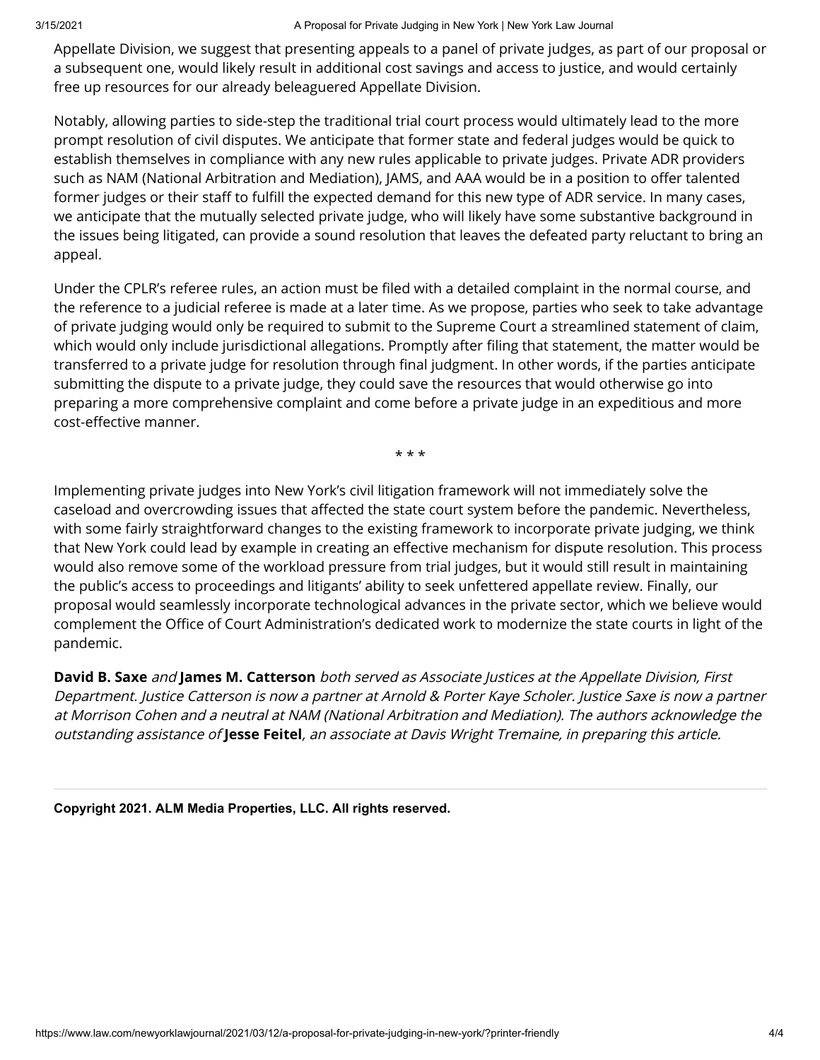Appellate Division, we suggest that presenting appeals to a panel of private judges, as part of our proposal or a subsequent one, would likely result in additional cost savings and access to justice, and would certainly free up resources for our already beleaguered Appellate Division.

Notably, allowing parties to side-step the traditional trial court process would ultimately lead to the more prompt resolution of civil disputes. We anticipate that former state and federal judges would be quick to establish themselves in compliance with any new rules applicable to private judges. Private ADR providers such as NAM (National Arbitration and Mediation), JAMS, and AAA would be in a position to offer talented former judges or their staff to fulfill the expected demand for this new type of ADR service. In many cases, we anticipate that the mutually selected private judge, who will likely have some substantive background in the issues being litigated, can provide a sound resolution that leaves the defeated party reluctant to bring an appeal.

Under the CPLR's referee rules, an action must be filed with a detailed complaint in the normal course, and the reference to a judicial referee is made at a later time. As we propose, parties who seek to take advantage of private judging would only be required to submit to the Supreme Court a streamlined statement of claim, which would only include jurisdictional allegations. Promptly after filing that statement, the matter would be transferred to a private judge for resolution through final judgment. In other words, if the parties anticipate submitting the dispute to a private judge, they could save the resources that would otherwise go into preparing a more comprehensive complaint and come before a private judge in an expeditious and more cost-effective manner.

\* \* \*

Implementing private judges into New York's civil litigation framework will not immediately solve the caseload and overcrowding issues that affected the state court system before the pandemic. Nevertheless, with some fairly straightforward changes to the existing framework to incorporate private judging, we think that New York could lead by example in creating an effective mechanism for dispute resolution. This process would also remove some of the workload pressure from trial judges, but it would still result in maintaining the public's access to proceedings and litigants' ability to seek unfettered appellate review. Finally, our proposal would seamlessly incorporate technological advances in the private sector, which we believe would complement the Office of Court Administration's dedicated work to modernize the state courts in light of the pandemic.

**David B. Saxe** *and* **James M. Catterson** *both served as Associate Justices at the Appellate Division, First Department. Justice Catterson is now a partner at Arnold & Porter Kaye Scholer. Justice Saxe is now a partner at Morrison Cohen and a neutral at NAM (National Arbitration and Mediation). The authors acknowledge the outstanding assistance of* **Jesse Feitel***, an associate at Davis Wright Tremaine, in preparing this article.*

**Copyright 2021. ALM Media Properties, LLC. All rights reserved.**